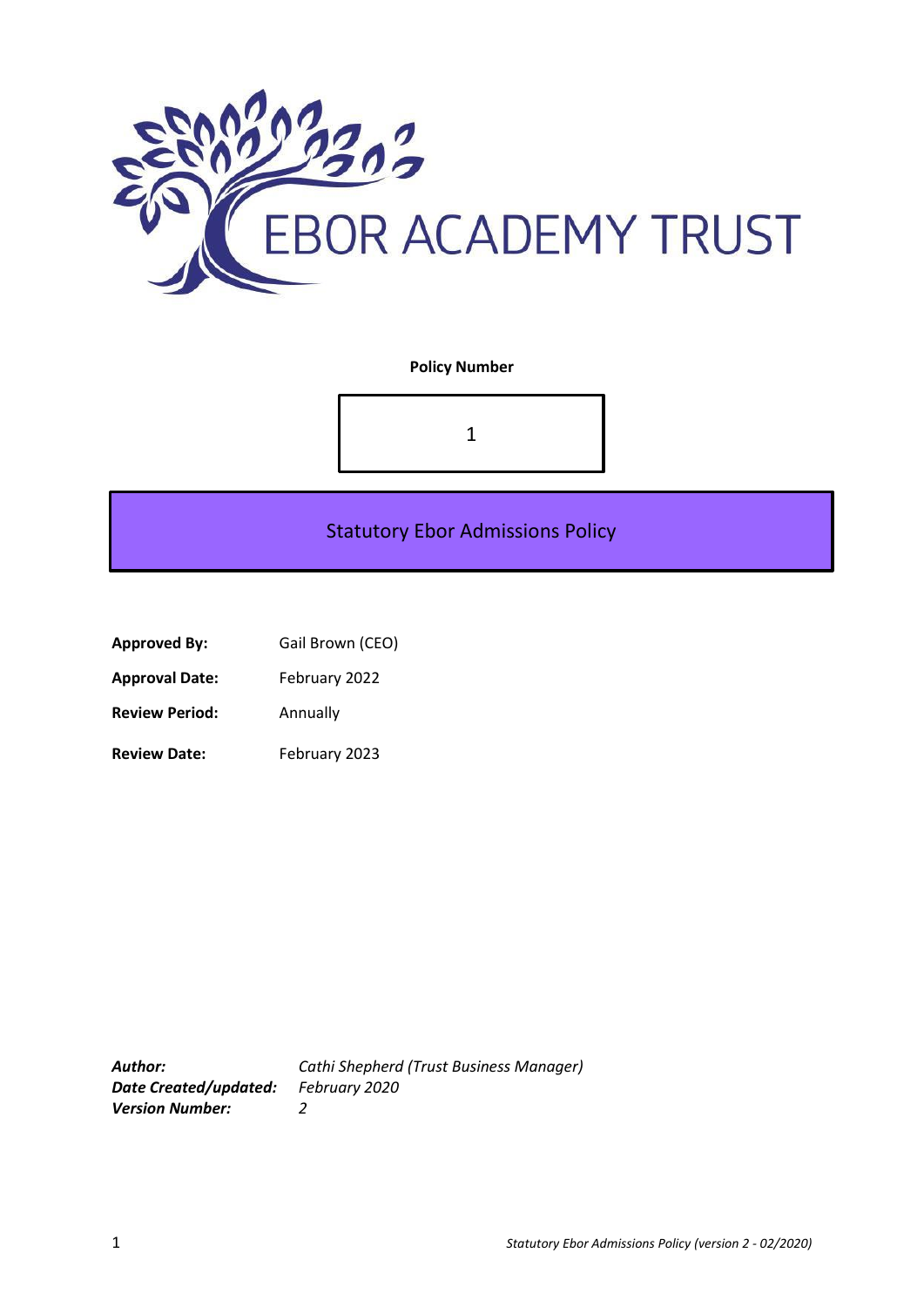EBOR ACADEMY TRUST

**Policy Number**

1

# Statutory Ebor Admissions Policy

**Approved By:** Gail Brown (CEO)

**Approval Date:** February 2022

**Review Period:** Annually

**Review Date:** February 2023

***Author:*** *Cathi Shepherd (Trust Business Manager)*
***Date Created/updated:*** *February 2020*
***Version Number:*** *2*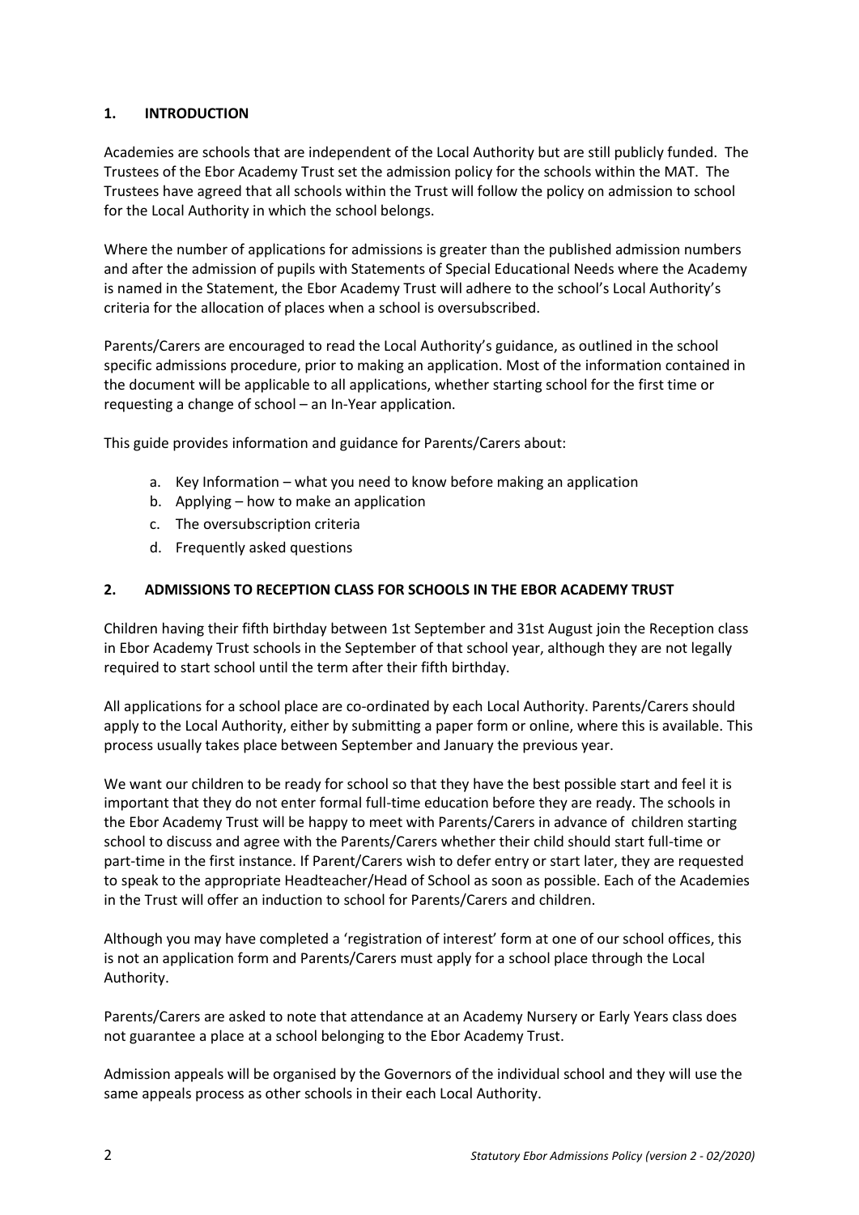## 1. INTRODUCTION

Academies are schools that are independent of the Local Authority but are still publicly funded. The Trustees of the Ebor Academy Trust set the admission policy for the schools within the MAT. The Trustees have agreed that all schools within the Trust will follow the policy on admission to school for the Local Authority in which the school belongs.

Where the number of applications for admissions is greater than the published admission numbers and after the admission of pupils with Statements of Special Educational Needs where the Academy is named in the Statement, the Ebor Academy Trust will adhere to the school's Local Authority's criteria for the allocation of places when a school is oversubscribed.

Parents/Carers are encouraged to read the Local Authority's guidance, as outlined in the school specific admissions procedure, prior to making an application. Most of the information contained in the document will be applicable to all applications, whether starting school for the first time or requesting a change of school – an In-Year application.

This guide provides information and guidance for Parents/Carers about:

a. Key Information – what you need to know before making an application
b. Applying – how to make an application
c. The oversubscription criteria
d. Frequently asked questions

## 2. ADMISSIONS TO RECEPTION CLASS FOR SCHOOLS IN THE EBOR ACADEMY TRUST

Children having their fifth birthday between 1st September and 31st August join the Reception class in Ebor Academy Trust schools in the September of that school year, although they are not legally required to start school until the term after their fifth birthday.

All applications for a school place are co-ordinated by each Local Authority. Parents/Carers should apply to the Local Authority, either by submitting a paper form or online, where this is available. This process usually takes place between September and January the previous year.

We want our children to be ready for school so that they have the best possible start and feel it is important that they do not enter formal full-time education before they are ready. The schools in the Ebor Academy Trust will be happy to meet with Parents/Carers in advance of children starting school to discuss and agree with the Parents/Carers whether their child should start full-time or part-time in the first instance. If Parent/Carers wish to defer entry or start later, they are requested to speak to the appropriate Headteacher/Head of School as soon as possible. Each of the Academies in the Trust will offer an induction to school for Parents/Carers and children.

Although you may have completed a 'registration of interest' form at one of our school offices, this is not an application form and Parents/Carers must apply for a school place through the Local Authority.

Parents/Carers are asked to note that attendance at an Academy Nursery or Early Years class does not guarantee a place at a school belonging to the Ebor Academy Trust.

Admission appeals will be organised by the Governors of the individual school and they will use the same appeals process as other schools in their each Local Authority.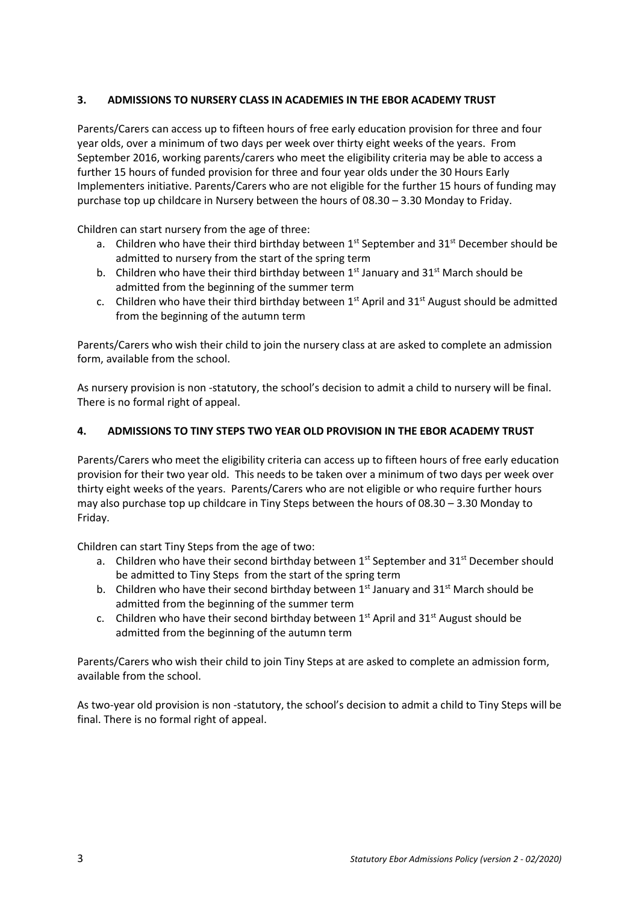### 3. ADMISSIONS TO NURSERY CLASS IN ACADEMIES IN THE EBOR ACADEMY TRUST

Parents/Carers can access up to fifteen hours of free early education provision for three and four year olds, over a minimum of two days per week over thirty eight weeks of the years. From September 2016, working parents/carers who meet the eligibility criteria may be able to access a further 15 hours of funded provision for three and four year olds under the 30 Hours Early Implementers initiative. Parents/Carers who are not eligible for the further 15 hours of funding may purchase top up childcare in Nursery between the hours of 08.30 – 3.30 Monday to Friday.

Children can start nursery from the age of three:

a. Children who have their third birthday between 1st September and 31st December should be admitted to nursery from the start of the spring term
b. Children who have their third birthday between 1st January and 31st March should be admitted from the beginning of the summer term
c. Children who have their third birthday between 1st April and 31st August should be admitted from the beginning of the autumn term

Parents/Carers who wish their child to join the nursery class at are asked to complete an admission form, available from the school.

As nursery provision is non -statutory, the school's decision to admit a child to nursery will be final. There is no formal right of appeal.

### 4. ADMISSIONS TO TINY STEPS TWO YEAR OLD PROVISION IN THE EBOR ACADEMY TRUST

Parents/Carers who meet the eligibility criteria can access up to fifteen hours of free early education provision for their two year old. This needs to be taken over a minimum of two days per week over thirty eight weeks of the years. Parents/Carers who are not eligible or who require further hours may also purchase top up childcare in Tiny Steps between the hours of 08.30 – 3.30 Monday to Friday.

Children can start Tiny Steps from the age of two:

a. Children who have their second birthday between 1st September and 31st December should be admitted to Tiny Steps from the start of the spring term
b. Children who have their second birthday between 1st January and 31st March should be admitted from the beginning of the summer term
c. Children who have their second birthday between 1st April and 31st August should be admitted from the beginning of the autumn term

Parents/Carers who wish their child to join Tiny Steps at are asked to complete an admission form, available from the school.

As two-year old provision is non -statutory, the school's decision to admit a child to Tiny Steps will be final. There is no formal right of appeal.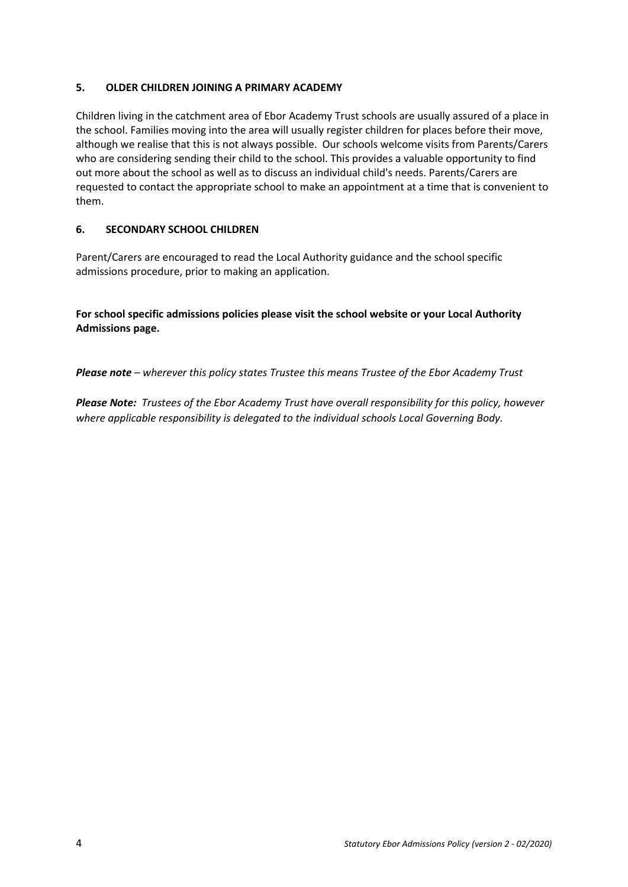## 5. OLDER CHILDREN JOINING A PRIMARY ACADEMY

Children living in the catchment area of Ebor Academy Trust schools are usually assured of a place in the school. Families moving into the area will usually register children for places before their move, although we realise that this is not always possible. Our schools welcome visits from Parents/Carers who are considering sending their child to the school. This provides a valuable opportunity to find out more about the school as well as to discuss an individual child's needs. Parents/Carers are requested to contact the appropriate school to make an appointment at a time that is convenient to them.

## 6. SECONDARY SCHOOL CHILDREN

Parent/Carers are encouraged to read the Local Authority guidance and the school specific admissions procedure, prior to making an application.

**For school specific admissions policies please visit the school website or your Local Authority Admissions page.**

***Please note*** *– wherever this policy states Trustee this means Trustee of the Ebor Academy Trust*

***Please Note:*** *Trustees of the Ebor Academy Trust have overall responsibility for this policy, however where applicable responsibility is delegated to the individual schools Local Governing Body.*